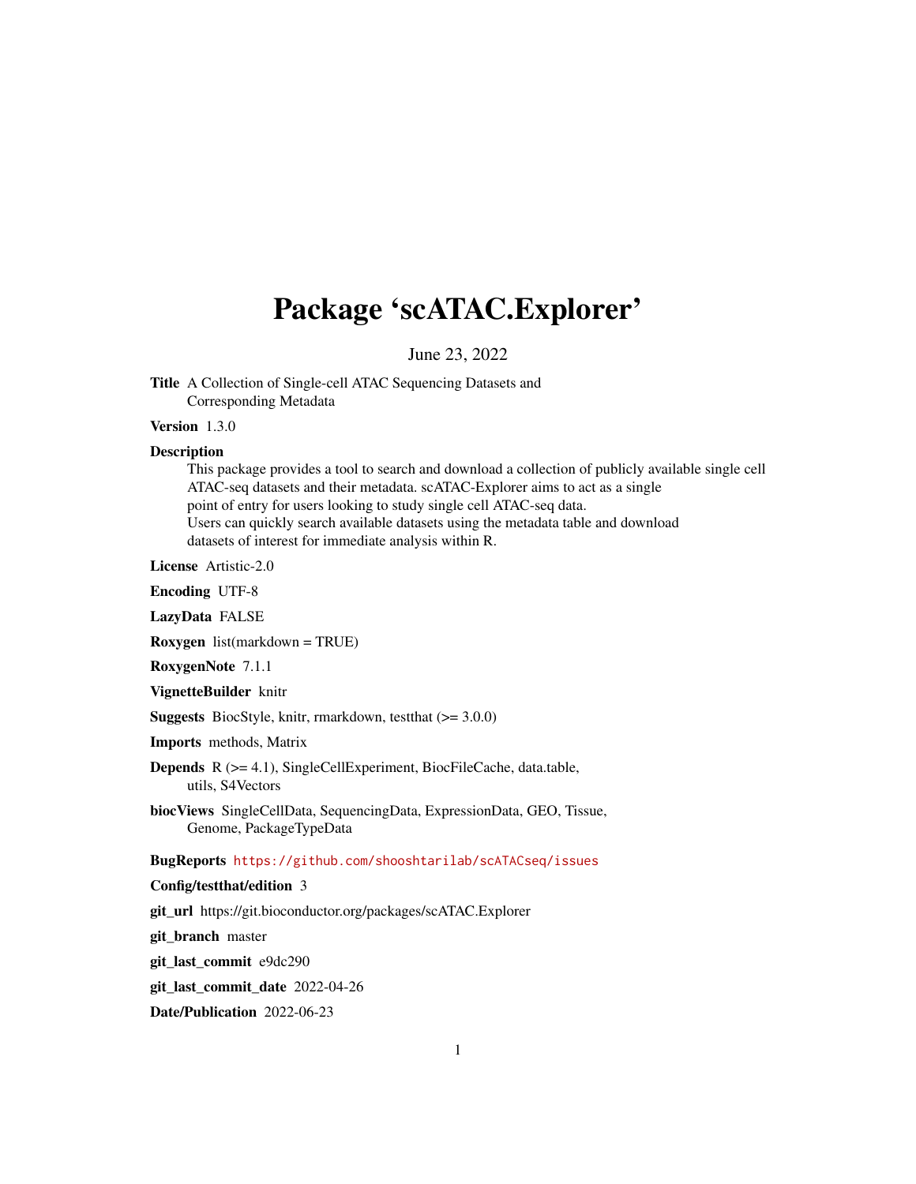# Package 'scATAC.Explorer'

June 23, 2022

**Title** A Collection of Single-cell ATAC Sequencing Datasets and Corresponding Metadata

**Version** 1.3.0

**Description**
This package provides a tool to search and download a collection of publicly available single cell ATAC-seq datasets and their metadata. scATAC-Explorer aims to act as a single point of entry for users looking to study single cell ATAC-seq data.
Users can quickly search available datasets using the metadata table and download datasets of interest for immediate analysis within R.

**License** Artistic-2.0

**Encoding** UTF-8

**LazyData** FALSE

**Roxygen** list(markdown = TRUE)

**RoxygenNote** 7.1.1

**VignetteBuilder** knitr

**Suggests** BiocStyle, knitr, rmarkdown, testthat (>= 3.0.0)

**Imports** methods, Matrix

**Depends** R (>= 4.1), SingleCellExperiment, BiocFileCache, data.table, utils, S4Vectors

**biocViews** SingleCellData, SequencingData, ExpressionData, GEO, Tissue, Genome, PackageTypeData

**BugReports** https://github.com/shooshtarilab/scATACseq/issues

**Config/testthat/edition** 3

**git_url** https://git.bioconductor.org/packages/scATAC.Explorer

**git_branch** master

**git_last_commit** e9dc290

**git_last_commit_date** 2022-04-26

**Date/Publication** 2022-06-23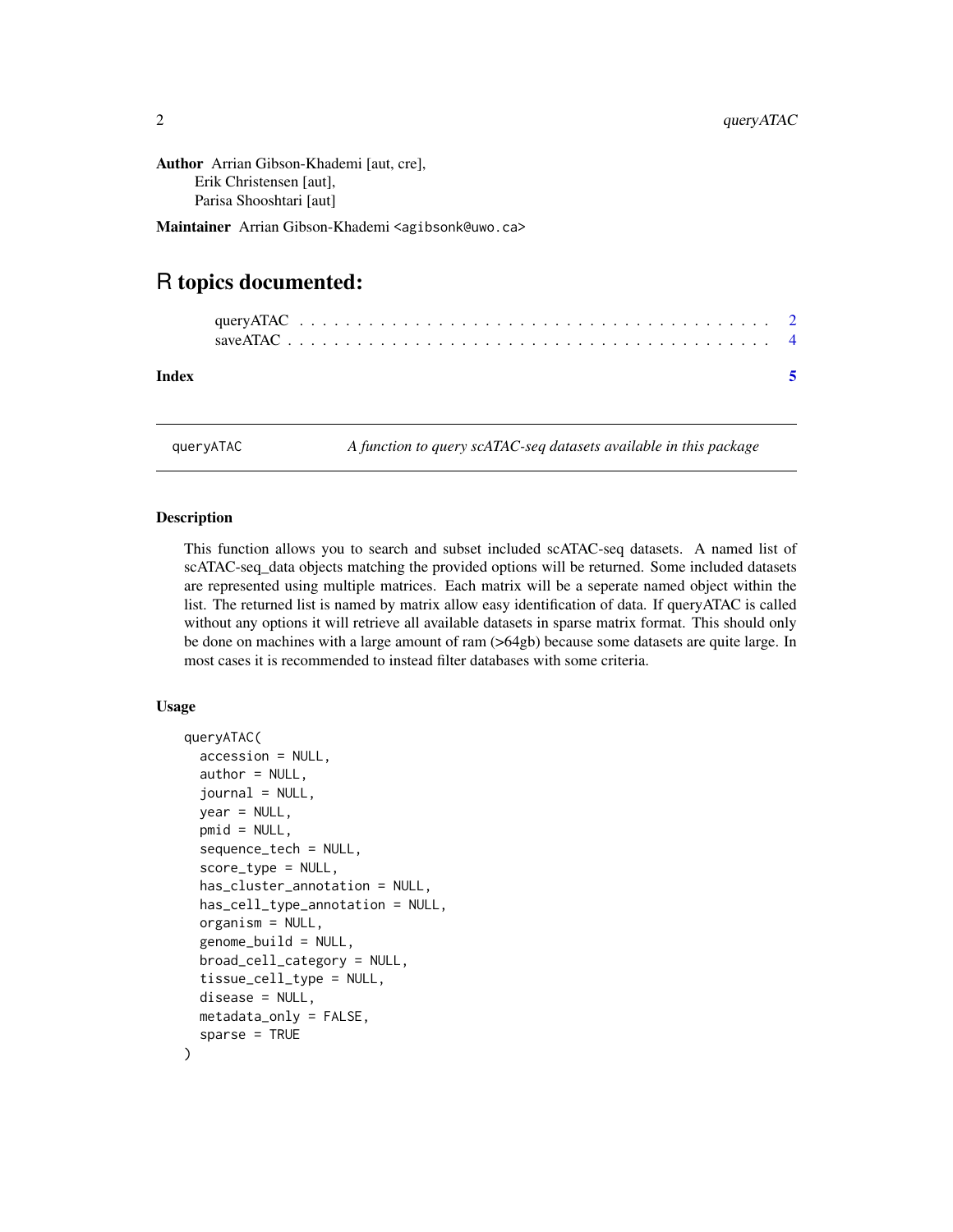**Author** Arrian Gibson-Khademi [aut, cre],
Erik Christensen [aut],
Parisa Shooshtari [aut]

**Maintainer** Arrian Gibson-Khademi <agibsonk@uwo.ca>

# R topics documented:

- queryATAC . . . . . . . . . . . . . . . . . . . . . . . . . . . . . . . . . . . . . . . 2
- saveATAC . . . . . . . . . . . . . . . . . . . . . . . . . . . . . . . . . . . . . . . 4

**Index** 5

---

## queryATAC — *A function to query scATAC-seq datasets available in this package*

---

### Description

This function allows you to search and subset included scATAC-seq datasets. A named list of scATAC-seq_data objects matching the provided options will be returned. Some included datasets are represented using multiple matrices. Each matrix will be a seperate named object within the list. The returned list is named by matrix allow easy identification of data. If queryATAC is called without any options it will retrieve all available datasets in sparse matrix format. This should only be done on machines with a large amount of ram (>64gb) because some datasets are quite large. In most cases it is recommended to instead filter databases with some criteria.

### Usage

```
queryATAC(
  accession = NULL,
  author = NULL,
  journal = NULL,
  year = NULL,
  pmid = NULL,
  sequence_tech = NULL,
  score_type = NULL,
  has_cluster_annotation = NULL,
  has_cell_type_annotation = NULL,
  organism = NULL,
  genome_build = NULL,
  broad_cell_category = NULL,
  tissue_cell_type = NULL,
  disease = NULL,
  metadata_only = FALSE,
  sparse = TRUE
)
```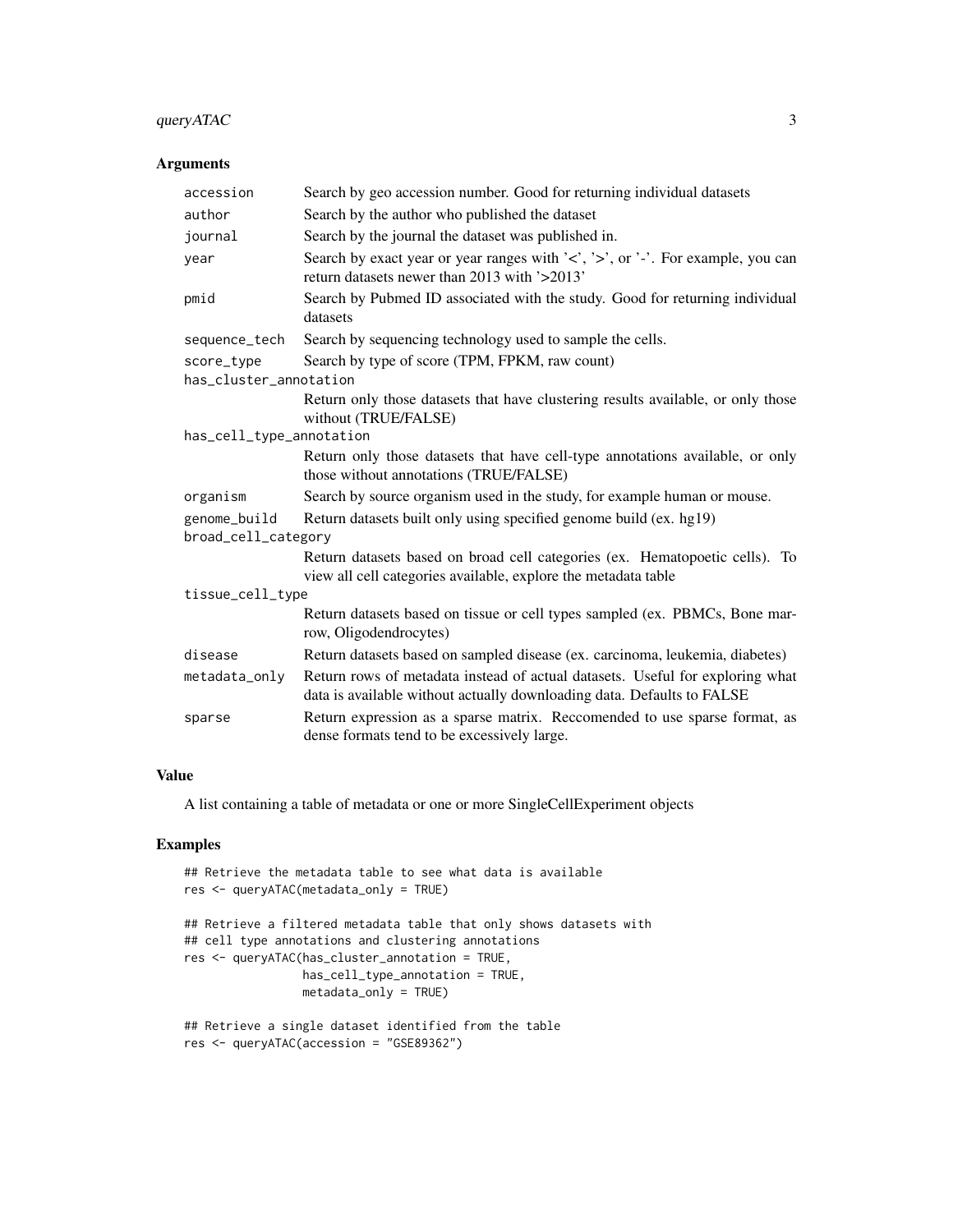## Arguments

| | |
|---|---|
| accession | Search by geo accession number. Good for returning individual datasets |
| author | Search by the author who published the dataset |
| journal | Search by the journal the dataset was published in. |
| year | Search by exact year or year ranges with '<', '>', or '-'. For example, you can return datasets newer than 2013 with '>2013' |
| pmid | Search by Pubmed ID associated with the study. Good for returning individual datasets |
| sequence_tech | Search by sequencing technology used to sample the cells. |
| score_type | Search by type of score (TPM, FPKM, raw count) |
| has_cluster_annotation | Return only those datasets that have clustering results available, or only those without (TRUE/FALSE) |
| has_cell_type_annotation | Return only those datasets that have cell-type annotations available, or only those without annotations (TRUE/FALSE) |
| organism | Search by source organism used in the study, for example human or mouse. |
| genome_build | Return datasets built only using specified genome build (ex. hg19) |
| broad_cell_category | Return datasets based on broad cell categories (ex. Hematopoetic cells). To view all cell categories available, explore the metadata table |
| tissue_cell_type | Return datasets based on tissue or cell types sampled (ex. PBMCs, Bone marrow, Oligodendrocytes) |
| disease | Return datasets based on sampled disease (ex. carcinoma, leukemia, diabetes) |
| metadata_only | Return rows of metadata instead of actual datasets. Useful for exploring what data is available without actually downloading data. Defaults to FALSE |
| sparse | Return expression as a sparse matrix. Reccomended to use sparse format, as dense formats tend to be excessively large. |

## Value

A list containing a table of metadata or one or more SingleCellExperiment objects

## Examples

```
## Retrieve the metadata table to see what data is available
res <- queryATAC(metadata_only = TRUE)

## Retrieve a filtered metadata table that only shows datasets with
## cell type annotations and clustering annotations
res <- queryATAC(has_cluster_annotation = TRUE,
                 has_cell_type_annotation = TRUE,
                 metadata_only = TRUE)

## Retrieve a single dataset identified from the table
res <- queryATAC(accession = "GSE89362")
```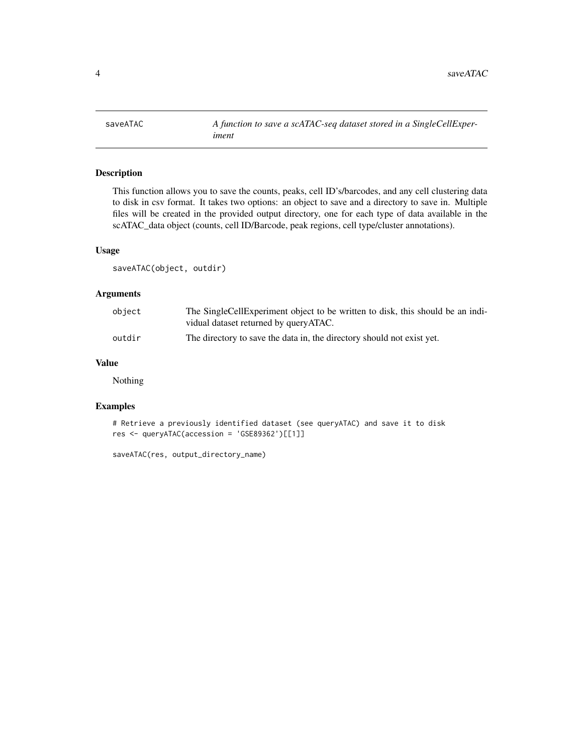saveATAC    *A function to save a scATAC-seq dataset stored in a SingleCellExperiment*

## Description

This function allows you to save the counts, peaks, cell ID's/barcodes, and any cell clustering data to disk in csv format. It takes two options: an object to save and a directory to save in. Multiple files will be created in the provided output directory, one for each type of data available in the scATAC_data object (counts, cell ID/Barcode, peak regions, cell type/cluster annotations).

## Usage

```
saveATAC(object, outdir)
```

## Arguments

| | |
|---|---|
| object | The SingleCellExperiment object to be written to disk, this should be an individual dataset returned by queryATAC. |
| outdir | The directory to save the data in, the directory should not exist yet. |

## Value

Nothing

## Examples

```
# Retrieve a previously identified dataset (see queryATAC) and save it to disk
res <- queryATAC(accession = 'GSE89362')[[1]]

saveATAC(res, output_directory_name)
```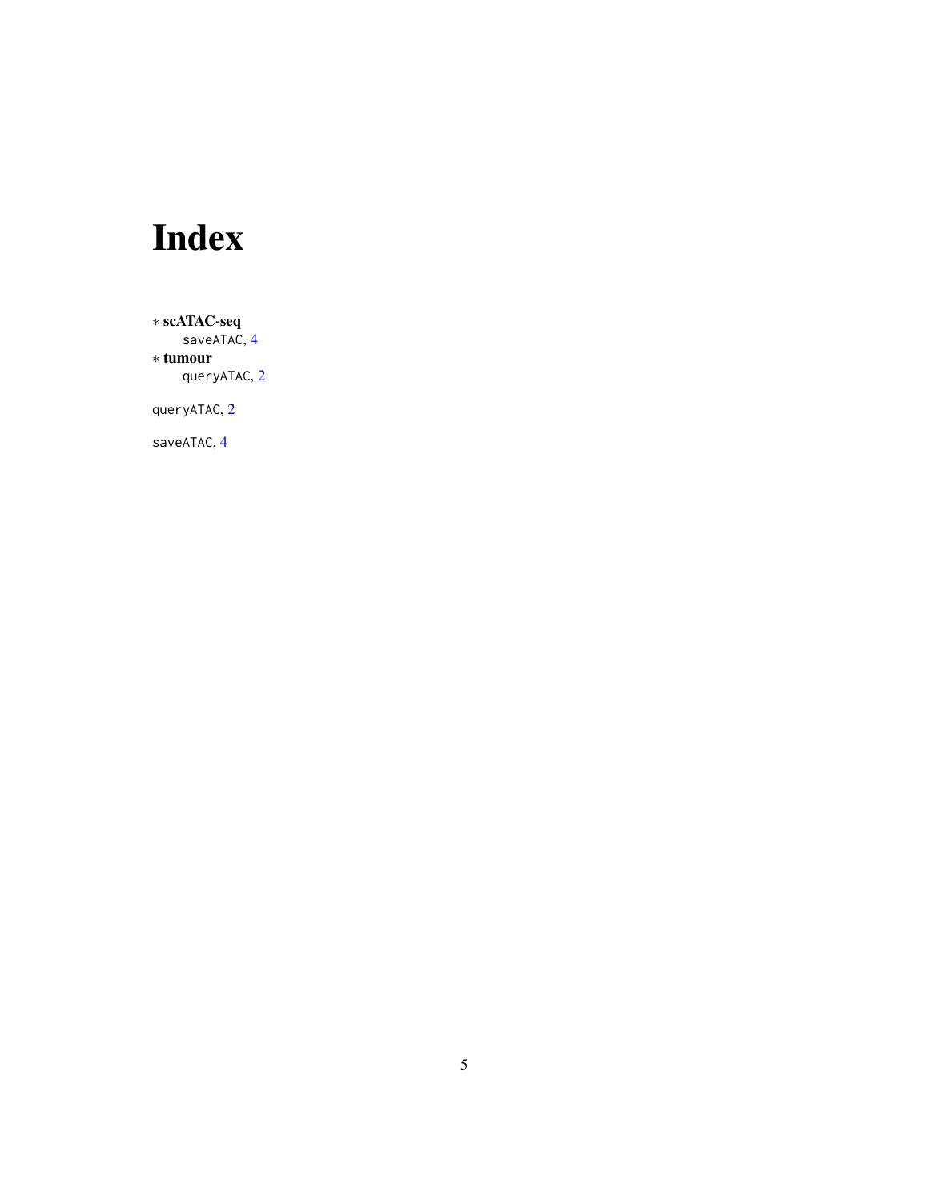# Index

∗ **scATAC-seq**
    saveATAC, 4
∗ **tumour**
    queryATAC, 2

queryATAC, 2

saveATAC, 4